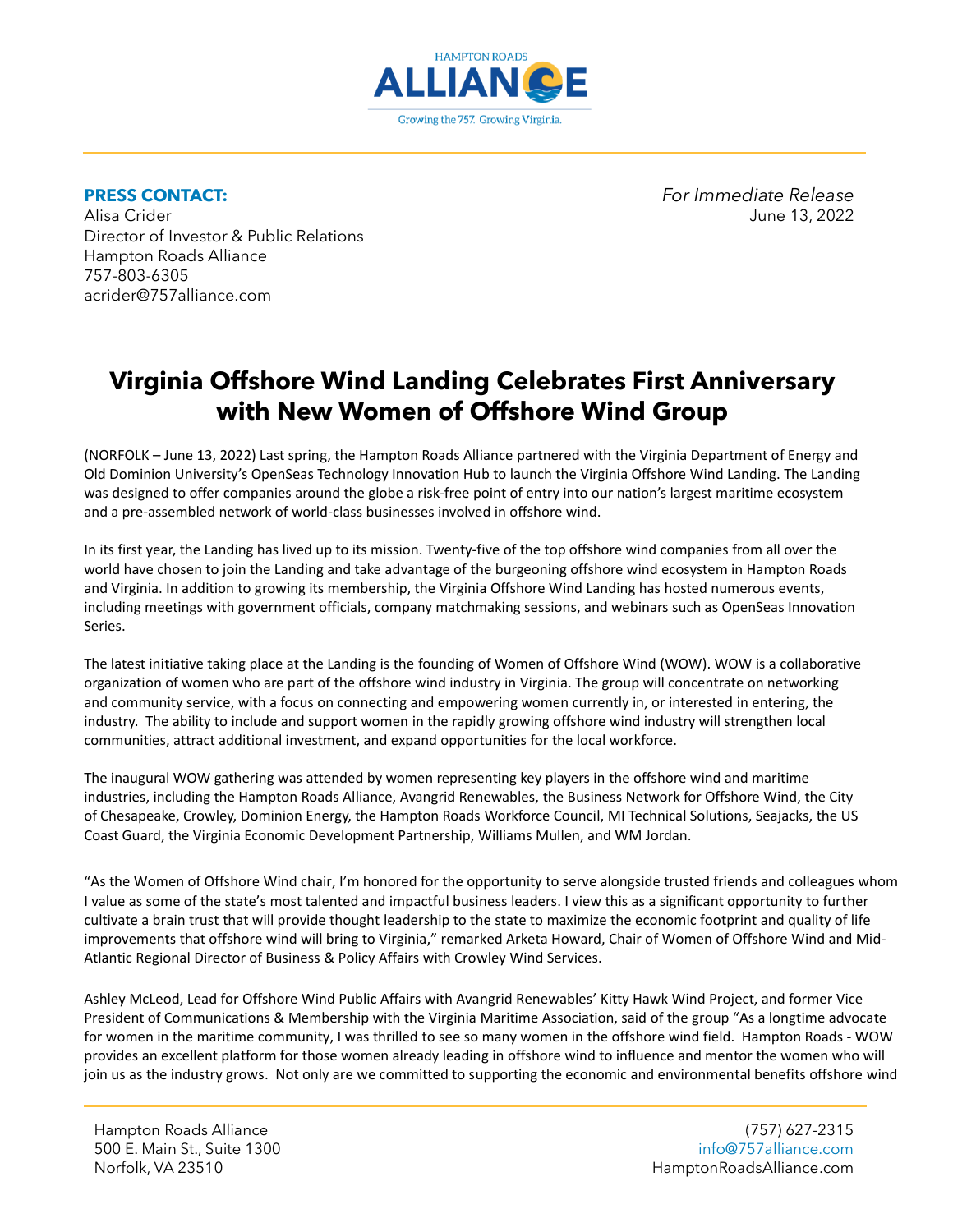HAMPTON ROADS ALLIANCE

Growing the 757. Growing Virginia.

**PRESS CONTACT:**
Alisa Crider
Director of Investor & Public Relations
Hampton Roads Alliance
757-803-6305
acrider@757alliance.com

*For Immediate Release*
June 13, 2022

# Virginia Offshore Wind Landing Celebrates First Anniversary with New Women of Offshore Wind Group

(NORFOLK – June 13, 2022) Last spring, the Hampton Roads Alliance partnered with the Virginia Department of Energy and Old Dominion University's OpenSeas Technology Innovation Hub to launch the Virginia Offshore Wind Landing. The Landing was designed to offer companies around the globe a risk-free point of entry into our nation's largest maritime ecosystem and a pre-assembled network of world-class businesses involved in offshore wind.

In its first year, the Landing has lived up to its mission. Twenty-five of the top offshore wind companies from all over the world have chosen to join the Landing and take advantage of the burgeoning offshore wind ecosystem in Hampton Roads and Virginia. In addition to growing its membership, the Virginia Offshore Wind Landing has hosted numerous events, including meetings with government officials, company matchmaking sessions, and webinars such as OpenSeas Innovation Series.

The latest initiative taking place at the Landing is the founding of Women of Offshore Wind (WOW). WOW is a collaborative organization of women who are part of the offshore wind industry in Virginia. The group will concentrate on networking and community service, with a focus on connecting and empowering women currently in, or interested in entering, the industry. The ability to include and support women in the rapidly growing offshore wind industry will strengthen local communities, attract additional investment, and expand opportunities for the local workforce.

The inaugural WOW gathering was attended by women representing key players in the offshore wind and maritime industries, including the Hampton Roads Alliance, Avangrid Renewables, the Business Network for Offshore Wind, the City of Chesapeake, Crowley, Dominion Energy, the Hampton Roads Workforce Council, MI Technical Solutions, Seajacks, the US Coast Guard, the Virginia Economic Development Partnership, Williams Mullen, and WM Jordan.

"As the Women of Offshore Wind chair, I'm honored for the opportunity to serve alongside trusted friends and colleagues whom I value as some of the state's most talented and impactful business leaders. I view this as a significant opportunity to further cultivate a brain trust that will provide thought leadership to the state to maximize the economic footprint and quality of life improvements that offshore wind will bring to Virginia," remarked Arketa Howard, Chair of Women of Offshore Wind and Mid-Atlantic Regional Director of Business & Policy Affairs with Crowley Wind Services.

Ashley McLeod, Lead for Offshore Wind Public Affairs with Avangrid Renewables' Kitty Hawk Wind Project, and former Vice President of Communications & Membership with the Virginia Maritime Association, said of the group "As a longtime advocate for women in the maritime community, I was thrilled to see so many women in the offshore wind field. Hampton Roads - WOW provides an excellent platform for those women already leading in offshore wind to influence and mentor the women who will join us as the industry grows. Not only are we committed to supporting the economic and environmental benefits offshore wind

Hampton Roads Alliance
500 E. Main St., Suite 1300
Norfolk, VA 23510

(757) 627-2315
info@757alliance.com
HamptonRoadsAlliance.com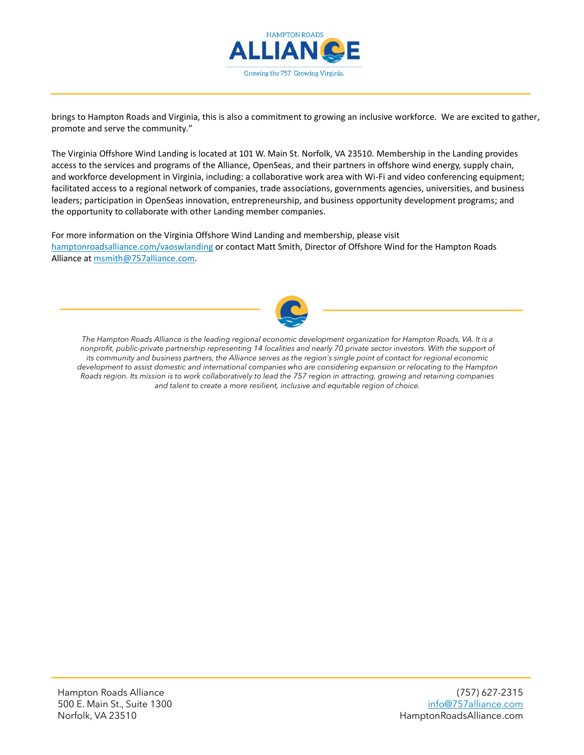brings to Hampton Roads and Virginia, this is also a commitment to growing an inclusive workforce. We are excited to gather, promote and serve the community."

The Virginia Offshore Wind Landing is located at 101 W. Main St. Norfolk, VA 23510. Membership in the Landing provides access to the services and programs of the Alliance, OpenSeas, and their partners in offshore wind energy, supply chain, and workforce development in Virginia, including: a collaborative work area with Wi-Fi and video conferencing equipment; facilitated access to a regional network of companies, trade associations, governments agencies, universities, and business leaders; participation in OpenSeas innovation, entrepreneurship, and business opportunity development programs; and the opportunity to collaborate with other Landing member companies.

For more information on the Virginia Offshore Wind Landing and membership, please visit hamptonroadsalliance.com/vaoswlanding or contact Matt Smith, Director of Offshore Wind for the Hampton Roads Alliance at msmith@757alliance.com.

*The Hampton Roads Alliance is the leading regional economic development organization for Hampton Roads, VA. It is a nonprofit, public-private partnership representing 14 localities and nearly 70 private sector investors. With the support of its community and business partners, the Alliance serves as the region's single point of contact for regional economic development to assist domestic and international companies who are considering expansion or relocating to the Hampton Roads region. Its mission is to work collaboratively to lead the 757 region in attracting, growing and retaining companies and talent to create a more resilient, inclusive and equitable region of choice.*

Hampton Roads Alliance
500 E. Main St., Suite 1300
Norfolk, VA 23510

(757) 627-2315
info@757alliance.com
HamptonRoadsAlliance.com